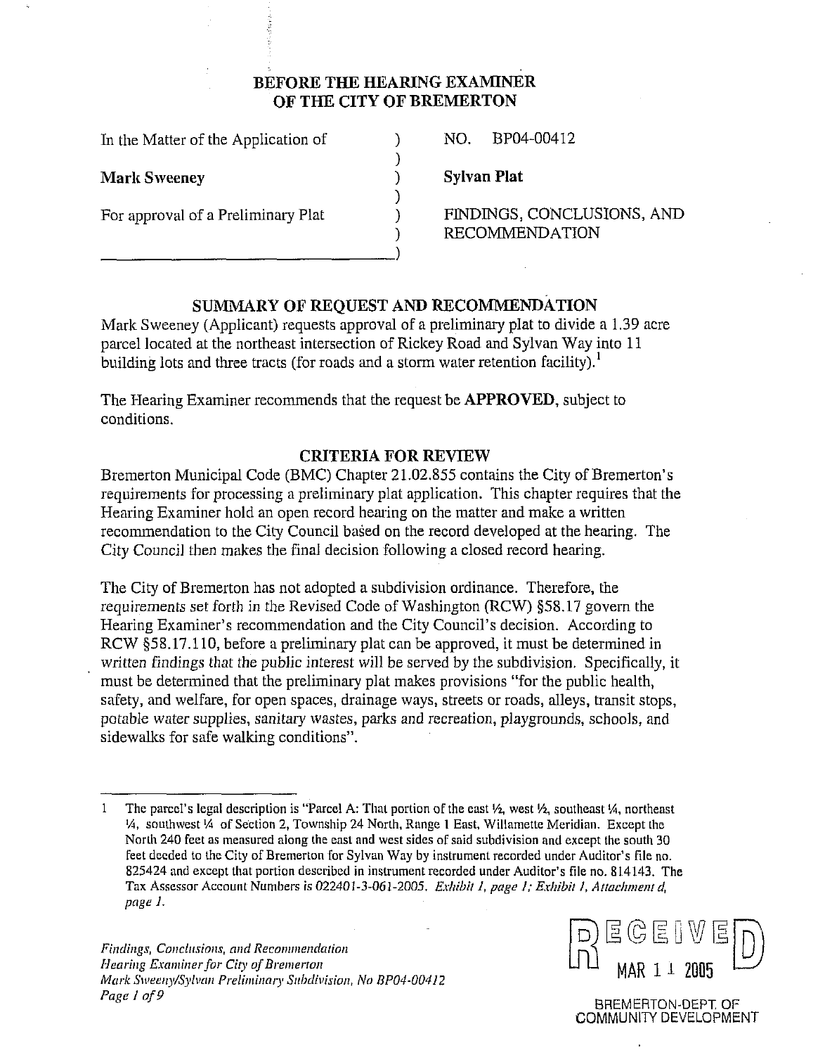**BEFORE THE HEARING EXAMINER OF THE CITY OF BREMERTON**

| | | |
|---|---|---|
| In the Matter of the Application of | ) | NO. BP04-00412 |
| **Mark Sweeney** | ) | **Sylvan Plat** |
| For approval of a Preliminary Plat | ) | FINDINGS, CONCLUSIONS, AND RECOMMENDATION |

## SUMMARY OF REQUEST AND RECOMMENDATION

Mark Sweeney (Applicant) requests approval of a preliminary plat to divide a 1.39 acre parcel located at the northeast intersection of Rickey Road and Sylvan Way into 11 building lots and three tracts (for roads and a storm water retention facility).[1]

The Hearing Examiner recommends that the request be **APPROVED**, subject to conditions.

## CRITERIA FOR REVIEW

Bremerton Municipal Code (BMC) Chapter 21.02.855 contains the City of Bremerton's requirements for processing a preliminary plat application. This chapter requires that the Hearing Examiner hold an open record hearing on the matter and make a written recommendation to the City Council based on the record developed at the hearing. The City Council then makes the final decision following a closed record hearing.

The City of Bremerton has not adopted a subdivision ordinance. Therefore, the requirements set forth in the Revised Code of Washington (RCW) §58.17 govern the Hearing Examiner's recommendation and the City Council's decision. According to RCW §58.17.110, before a preliminary plat can be approved, it must be determined in written findings that the public interest will be served by the subdivision. Specifically, it must be determined that the preliminary plat makes provisions "for the public health, safety, and welfare, for open spaces, drainage ways, streets or roads, alleys, transit stops, potable water supplies, sanitary wastes, parks and recreation, playgrounds, schools, and sidewalks for safe walking conditions".

---

1 The parcel's legal description is "Parcel A: That portion of the east ½, west ½, southeast ¼, northeast ¼, southwest ¼ of Section 2, Township 24 North, Range 1 East, Willamette Meridian. Except the North 240 feet as measured along the east and west sides of said subdivision and except the south 30 feet deeded to the City of Bremerton for Sylvan Way by instrument recorded under Auditor's file no. 825424 and except that portion described in instrument recorded under Auditor's file no. 814143. The Tax Assessor Account Numbers is 022401-3-061-2005. *Exhibit 1, page 1; Exhibit 1, Attachment d, page 1.*

RECEIVED MAR 11 2005 BREMERTON-DEPT. OF COMMUNITY DEVELOPMENT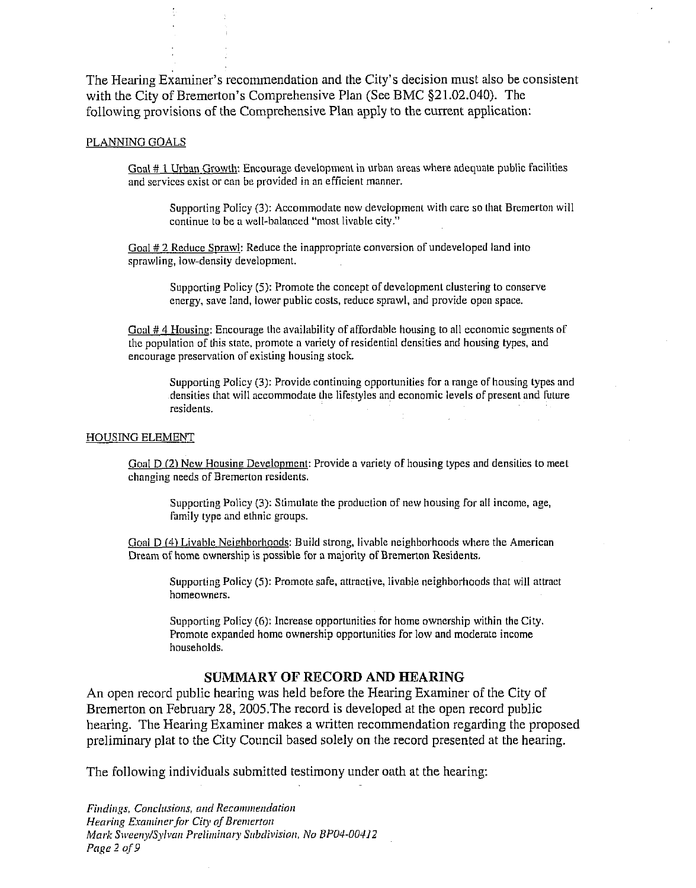The Hearing Examiner's recommendation and the City's decision must also be consistent with the City of Bremerton's Comprehensive Plan (See BMC §21.02.040). The following provisions of the Comprehensive Plan apply to the current application:

PLANNING GOALS

> Goal # 1 Urban Growth: Encourage development in urban areas where adequate public facilities and services exist or can be provided in an efficient manner.
>
> > Supporting Policy (3): Accommodate new development with care so that Bremerton will continue to be a well-balanced "most livable city."
>
> Goal # 2 Reduce Sprawl: Reduce the inappropriate conversion of undeveloped land into sprawling, low-density development.
>
> > Supporting Policy (5): Promote the concept of development clustering to conserve energy, save land, lower public costs, reduce sprawl, and provide open space.
>
> Goal # 4 Housing: Encourage the availability of affordable housing to all economic segments of the population of this state, promote a variety of residential densities and housing types, and encourage preservation of existing housing stock.
>
> > Supporting Policy (3): Provide continuing opportunities for a range of housing types and densities that will accommodate the lifestyles and economic levels of present and future residents.

HOUSING ELEMENT

> Goal D (2) New Housing Development: Provide a variety of housing types and densities to meet changing needs of Bremerton residents.
>
> > Supporting Policy (3): Stimulate the production of new housing for all income, age, family type and ethnic groups.
>
> Goal D (4) Livable Neighborhoods: Build strong, livable neighborhoods where the American Dream of home ownership is possible for a majority of Bremerton Residents.
>
> > Supporting Policy (5): Promote safe, attractive, livable neighborhoods that will attract homeowners.
> >
> > Supporting Policy (6): Increase opportunities for home ownership within the City. Promote expanded home ownership opportunities for low and moderate income households.

## SUMMARY OF RECORD AND HEARING

An open record public hearing was held before the Hearing Examiner of the City of Bremerton on February 28, 2005.The record is developed at the open record public hearing. The Hearing Examiner makes a written recommendation regarding the proposed preliminary plat to the City Council based solely on the record presented at the hearing.

The following individuals submitted testimony under oath at the hearing: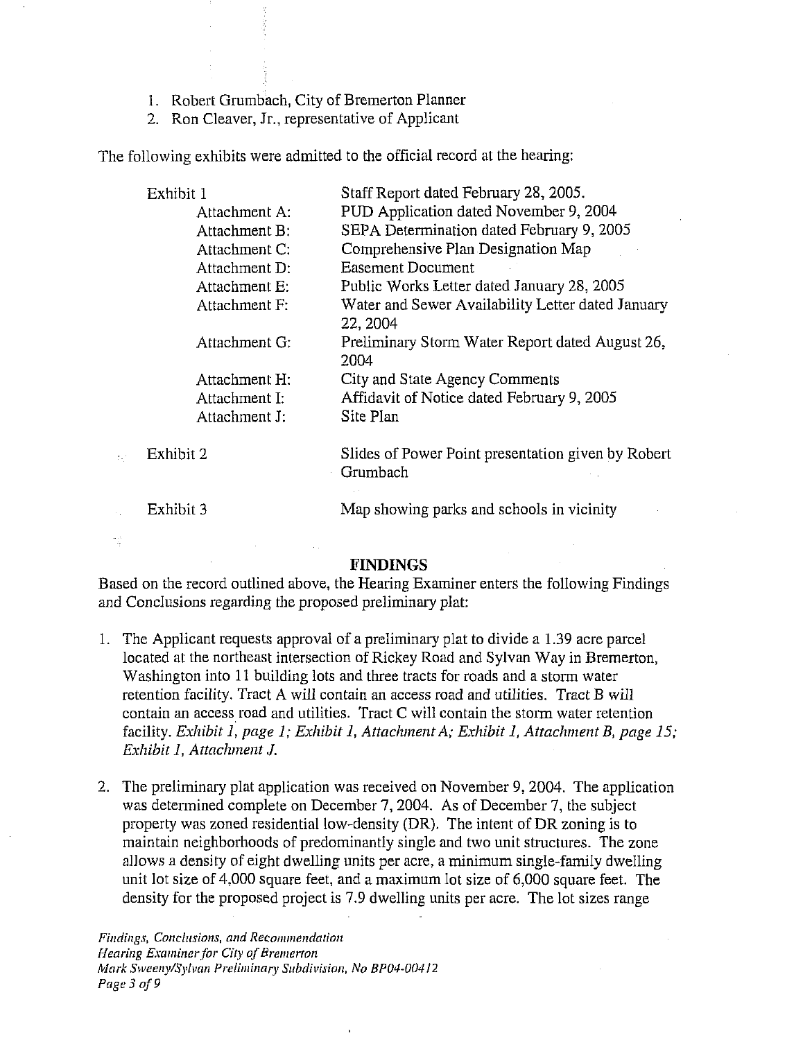1. Robert Grumbach, City of Bremerton Planner
2. Ron Cleaver, Jr., representative of Applicant

The following exhibits were admitted to the official record at the hearing:

| | |
|---|---|
| Exhibit 1 | Staff Report dated February 28, 2005. |
| Attachment A: | PUD Application dated November 9, 2004 |
| Attachment B: | SEPA Determination dated February 9, 2005 |
| Attachment C: | Comprehensive Plan Designation Map |
| Attachment D: | Easement Document |
| Attachment E: | Public Works Letter dated January 28, 2005 |
| Attachment F: | Water and Sewer Availability Letter dated January 22, 2004 |
| Attachment G: | Preliminary Storm Water Report dated August 26, 2004 |
| Attachment H: | City and State Agency Comments |
| Attachment I: | Affidavit of Notice dated February 9, 2005 |
| Attachment J: | Site Plan |
| Exhibit 2 | Slides of Power Point presentation given by Robert Grumbach |
| Exhibit 3 | Map showing parks and schools in vicinity |

## FINDINGS

Based on the record outlined above, the Hearing Examiner enters the following Findings and Conclusions regarding the proposed preliminary plat:

1. The Applicant requests approval of a preliminary plat to divide a 1.39 acre parcel located at the northeast intersection of Rickey Road and Sylvan Way in Bremerton, Washington into 11 building lots and three tracts for roads and a storm water retention facility. Tract A will contain an access road and utilities. Tract B will contain an access road and utilities. Tract C will contain the storm water retention facility. *Exhibit 1, page 1; Exhibit 1, Attachment A; Exhibit 1, Attachment B, page 15; Exhibit 1, Attachment J.*

2. The preliminary plat application was received on November 9, 2004. The application was determined complete on December 7, 2004. As of December 7, the subject property was zoned residential low-density (DR). The intent of DR zoning is to maintain neighborhoods of predominantly single and two unit structures. The zone allows a density of eight dwelling units per acre, a minimum single-family dwelling unit lot size of 4,000 square feet, and a maximum lot size of 6,000 square feet. The density for the proposed project is 7.9 dwelling units per acre. The lot sizes range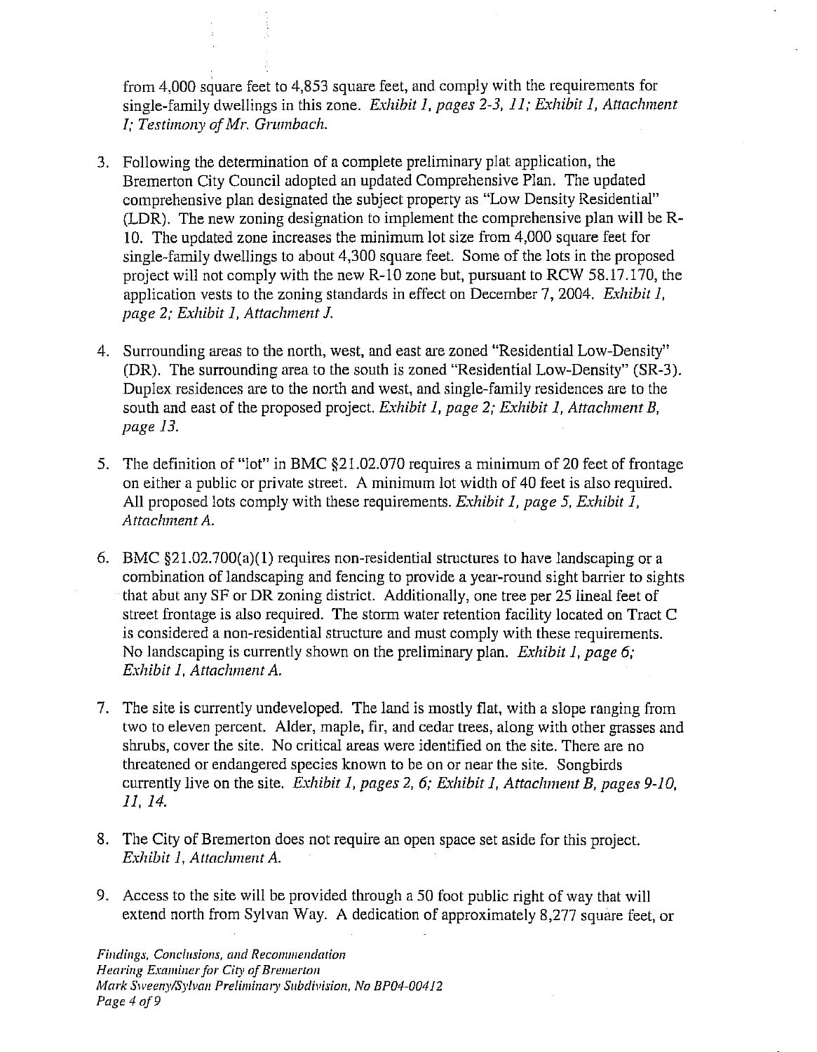from 4,000 square feet to 4,853 square feet, and comply with the requirements for single-family dwellings in this zone. *Exhibit 1, pages 2-3, 11; Exhibit 1, Attachment I; Testimony of Mr. Grumbach.*

3. Following the determination of a complete preliminary plat application, the Bremerton City Council adopted an updated Comprehensive Plan. The updated comprehensive plan designated the subject property as "Low Density Residential" (LDR). The new zoning designation to implement the comprehensive plan will be R-10. The updated zone increases the minimum lot size from 4,000 square feet for single-family dwellings to about 4,300 square feet. Some of the lots in the proposed project will not comply with the new R-10 zone but, pursuant to RCW 58.17.170, the application vests to the zoning standards in effect on December 7, 2004. *Exhibit 1, page 2; Exhibit 1, Attachment J.*

4. Surrounding areas to the north, west, and east are zoned "Residential Low-Density" (DR). The surrounding area to the south is zoned "Residential Low-Density" (SR-3). Duplex residences are to the north and west, and single-family residences are to the south and east of the proposed project. *Exhibit 1, page 2; Exhibit 1, Attachment B, page 13.*

5. The definition of "lot" in BMC §21.02.070 requires a minimum of 20 feet of frontage on either a public or private street. A minimum lot width of 40 feet is also required. All proposed lots comply with these requirements. *Exhibit 1, page 5, Exhibit 1, Attachment A.*

6. BMC §21.02.700(a)(1) requires non-residential structures to have landscaping or a combination of landscaping and fencing to provide a year-round sight barrier to sights that abut any SF or DR zoning district. Additionally, one tree per 25 lineal feet of street frontage is also required. The storm water retention facility located on Tract C is considered a non-residential structure and must comply with these requirements. No landscaping is currently shown on the preliminary plan. *Exhibit 1, page 6; Exhibit 1, Attachment A.*

7. The site is currently undeveloped. The land is mostly flat, with a slope ranging from two to eleven percent. Alder, maple, fir, and cedar trees, along with other grasses and shrubs, cover the site. No critical areas were identified on the site. There are no threatened or endangered species known to be on or near the site. Songbirds currently live on the site. *Exhibit 1, pages 2, 6; Exhibit 1, Attachment B, pages 9-10, 11, 14.*

8. The City of Bremerton does not require an open space set aside for this project. *Exhibit 1, Attachment A.*

9. Access to the site will be provided through a 50 foot public right of way that will extend north from Sylvan Way. A dedication of approximately 8,277 square feet, or

*Findings, Conclusions, and Recommendation*
*Hearing Examiner for City of Bremerton*
*Mark Sweeny/Sylvan Preliminary Subdivision, No BP04-00412*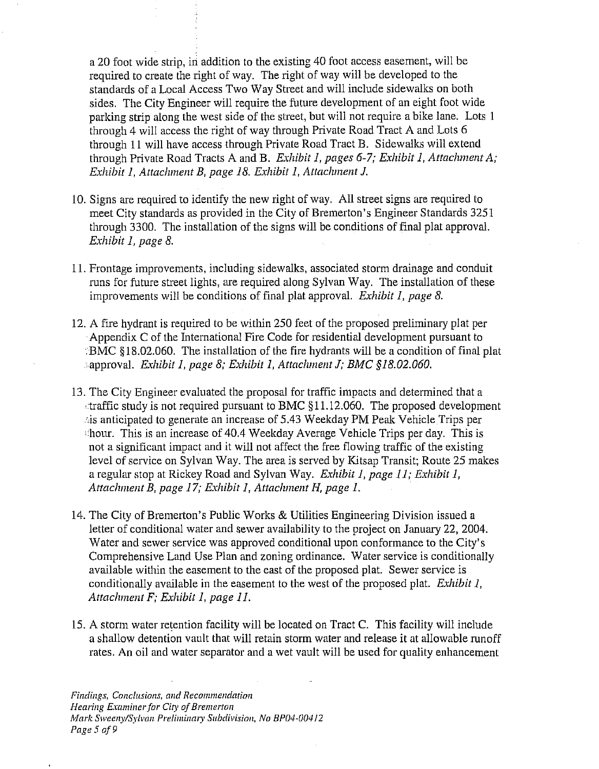a 20 foot wide strip, in addition to the existing 40 foot access easement, will be required to create the right of way. The right of way will be developed to the standards of a Local Access Two Way Street and will include sidewalks on both sides. The City Engineer will require the future development of an eight foot wide parking strip along the west side of the street, but will not require a bike lane. Lots 1 through 4 will access the right of way through Private Road Tract A and Lots 6 through 11 will have access through Private Road Tract B. Sidewalks will extend through Private Road Tracts A and B. *Exhibit 1, pages 6-7; Exhibit 1, Attachment A; Exhibit 1, Attachment B, page 18. Exhibit 1, Attachment J.*

10. Signs are required to identify the new right of way. All street signs are required to meet City standards as provided in the City of Bremerton's Engineer Standards 3251 through 3300. The installation of the signs will be conditions of final plat approval. *Exhibit 1, page 8.*

11. Frontage improvements, including sidewalks, associated storm drainage and conduit runs for future street lights, are required along Sylvan Way. The installation of these improvements will be conditions of final plat approval. *Exhibit 1, page 8.*

12. A fire hydrant is required to be within 250 feet of the proposed preliminary plat per Appendix C of the International Fire Code for residential development pursuant to BMC §18.02.060. The installation of the fire hydrants will be a condition of final plat approval. *Exhibit 1, page 8; Exhibit 1, Attachment J; BMC §18.02.060.*

13. The City Engineer evaluated the proposal for traffic impacts and determined that a traffic study is not required pursuant to BMC §11.12.060. The proposed development is anticipated to generate an increase of 5.43 Weekday PM Peak Vehicle Trips per hour. This is an increase of 40.4 Weekday Average Vehicle Trips per day. This is not a significant impact and it will not affect the free flowing traffic of the existing level of service on Sylvan Way. The area is served by Kitsap Transit; Route 25 makes a regular stop at Rickey Road and Sylvan Way. *Exhibit 1, page 11; Exhibit 1, Attachment B, page 17; Exhibit 1, Attachment H, page 1.*

14. The City of Bremerton's Public Works & Utilities Engineering Division issued a letter of conditional water and sewer availability to the project on January 22, 2004. Water and sewer service was approved conditional upon conformance to the City's Comprehensive Land Use Plan and zoning ordinance. Water service is conditionally available within the easement to the east of the proposed plat. Sewer service is conditionally available in the easement to the west of the proposed plat. *Exhibit 1, Attachment F; Exhibit 1, page 11.*

15. A storm water retention facility will be located on Tract C. This facility will include a shallow detention vault that will retain storm water and release it at allowable runoff rates. An oil and water separator and a wet vault will be used for quality enhancement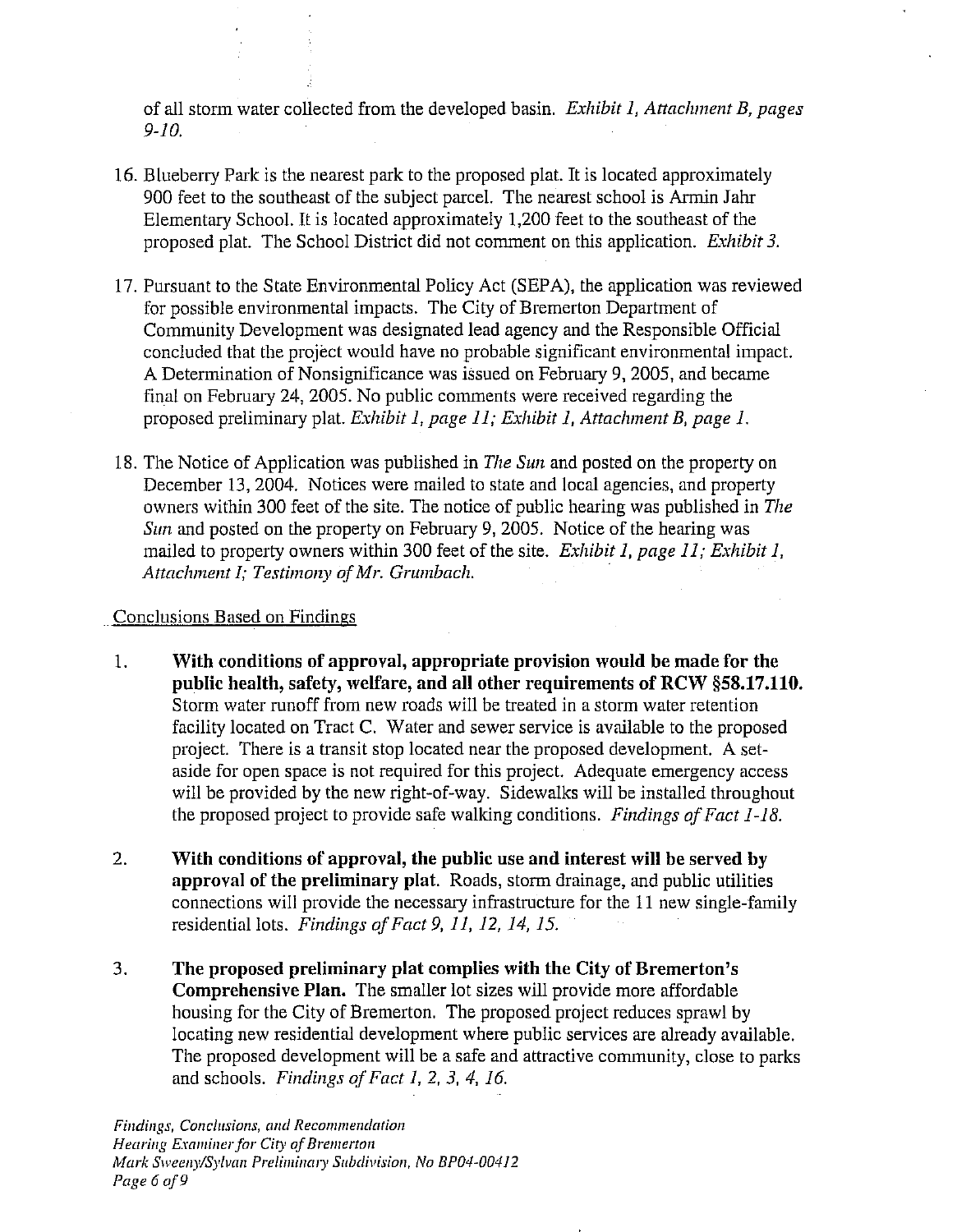of all storm water collected from the developed basin. *Exhibit 1, Attachment B, pages 9-10.*

16. Blueberry Park is the nearest park to the proposed plat. It is located approximately 900 feet to the southeast of the subject parcel. The nearest school is Armin Jahr Elementary School. It is located approximately 1,200 feet to the southeast of the proposed plat. The School District did not comment on this application. *Exhibit 3.*

17. Pursuant to the State Environmental Policy Act (SEPA), the application was reviewed for possible environmental impacts. The City of Bremerton Department of Community Development was designated lead agency and the Responsible Official concluded that the project would have no probable significant environmental impact. A Determination of Nonsignificance was issued on February 9, 2005, and became final on February 24, 2005. No public comments were received regarding the proposed preliminary plat. *Exhibit 1, page 11; Exhibit 1, Attachment B, page 1.*

18. The Notice of Application was published in *The Sun* and posted on the property on December 13, 2004. Notices were mailed to state and local agencies, and property owners within 300 feet of the site. The notice of public hearing was published in *The Sun* and posted on the property on February 9, 2005. Notice of the hearing was mailed to property owners within 300 feet of the site. *Exhibit 1, page 11; Exhibit 1, Attachment I; Testimony of Mr. Grumbach.*

## Conclusions Based on Findings

1. **With conditions of approval, appropriate provision would be made for the public health, safety, welfare, and all other requirements of RCW §58.17.110.** Storm water runoff from new roads will be treated in a storm water retention facility located on Tract C. Water and sewer service is available to the proposed project. There is a transit stop located near the proposed development. A set-aside for open space is not required for this project. Adequate emergency access will be provided by the new right-of-way. Sidewalks will be installed throughout the proposed project to provide safe walking conditions. *Findings of Fact 1-18.*

2. **With conditions of approval, the public use and interest will be served by approval of the preliminary plat.** Roads, storm drainage, and public utilities connections will provide the necessary infrastructure for the 11 new single-family residential lots. *Findings of Fact 9, 11, 12, 14, 15.*

3. **The proposed preliminary plat complies with the City of Bremerton's Comprehensive Plan.** The smaller lot sizes will provide more affordable housing for the City of Bremerton. The proposed project reduces sprawl by locating new residential development where public services are already available. The proposed development will be a safe and attractive community, close to parks and schools. *Findings of Fact 1, 2, 3, 4, 16.*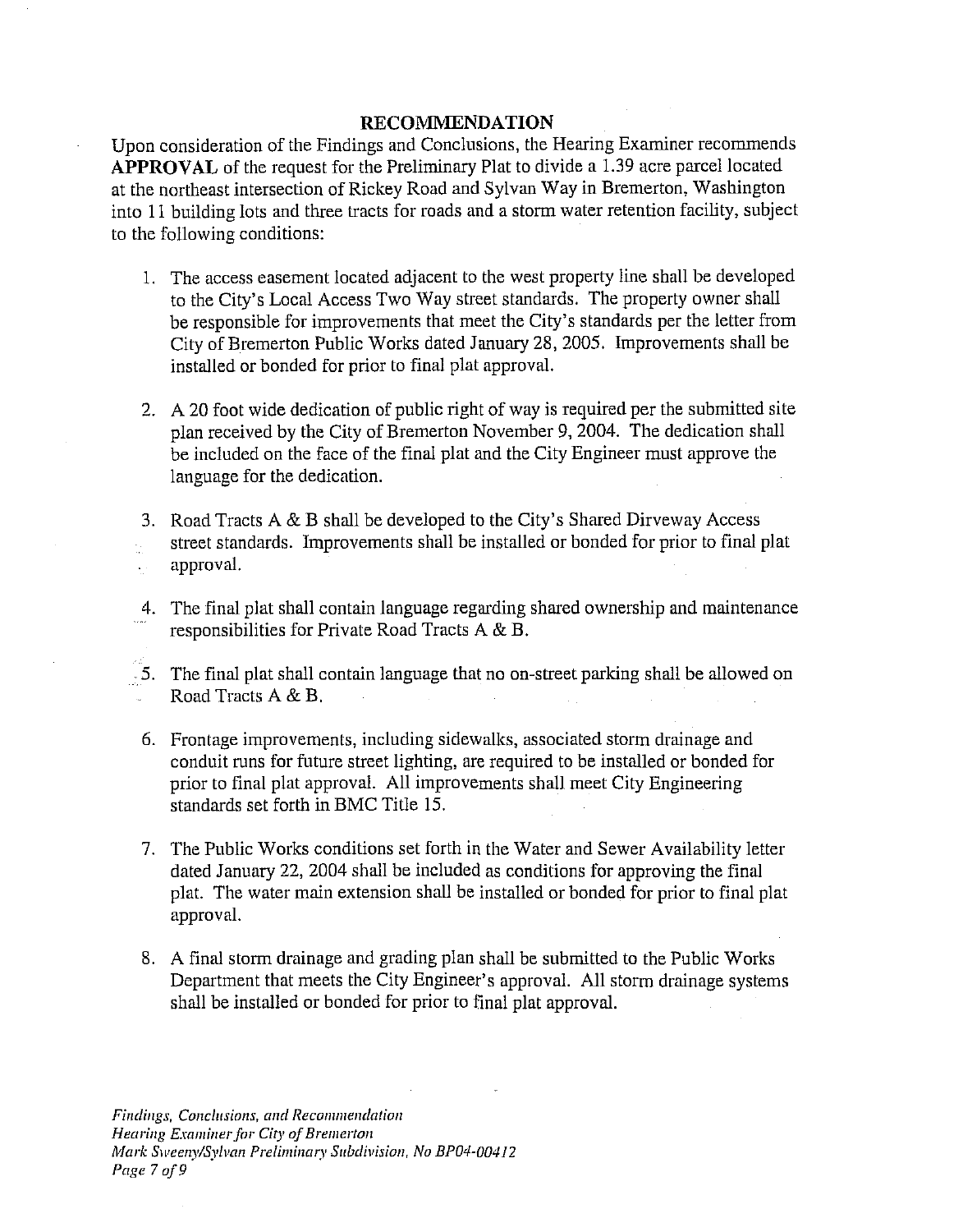## RECOMMENDATION

Upon consideration of the Findings and Conclusions, the Hearing Examiner recommends **APPROVAL** of the request for the Preliminary Plat to divide a 1.39 acre parcel located at the northeast intersection of Rickey Road and Sylvan Way in Bremerton, Washington into 11 building lots and three tracts for roads and a storm water retention facility, subject to the following conditions:

1. The access easement located adjacent to the west property line shall be developed to the City's Local Access Two Way street standards. The property owner shall be responsible for improvements that meet the City's standards per the letter from City of Bremerton Public Works dated January 28, 2005. Improvements shall be installed or bonded for prior to final plat approval.

2. A 20 foot wide dedication of public right of way is required per the submitted site plan received by the City of Bremerton November 9, 2004. The dedication shall be included on the face of the final plat and the City Engineer must approve the language for the dedication.

3. Road Tracts A & B shall be developed to the City's Shared Dirveway Access street standards. Improvements shall be installed or bonded for prior to final plat approval.

4. The final plat shall contain language regarding shared ownership and maintenance responsibilities for Private Road Tracts A & B.

5. The final plat shall contain language that no on-street parking shall be allowed on Road Tracts A & B.

6. Frontage improvements, including sidewalks, associated storm drainage and conduit runs for future street lighting, are required to be installed or bonded for prior to final plat approval. All improvements shall meet City Engineering standards set forth in BMC Title 15.

7. The Public Works conditions set forth in the Water and Sewer Availability letter dated January 22, 2004 shall be included as conditions for approving the final plat. The water main extension shall be installed or bonded for prior to final plat approval.

8. A final storm drainage and grading plan shall be submitted to the Public Works Department that meets the City Engineer's approval. All storm drainage systems shall be installed or bonded for prior to final plat approval.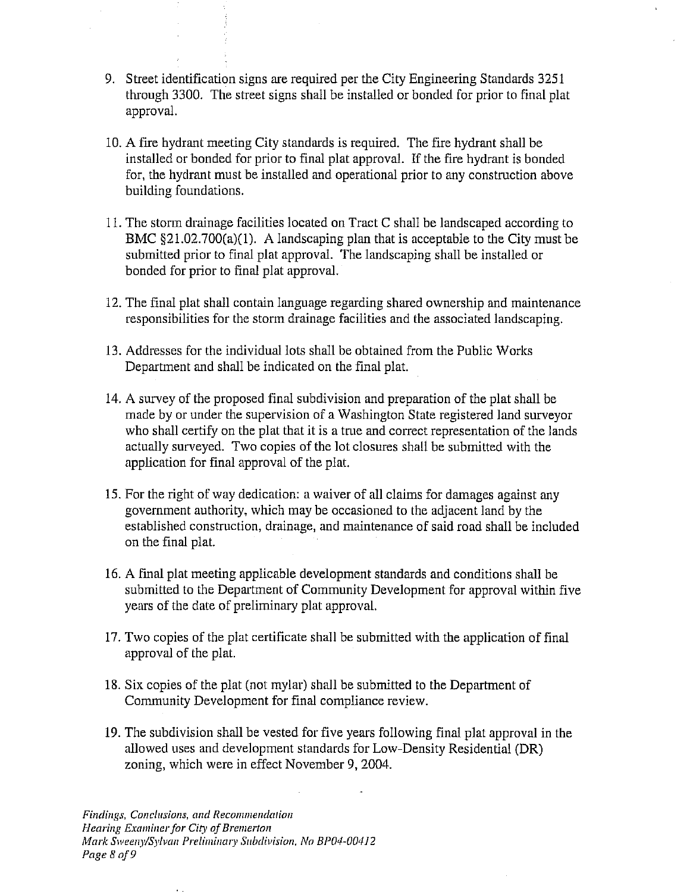9. Street identification signs are required per the City Engineering Standards 3251 through 3300. The street signs shall be installed or bonded for prior to final plat approval.

10. A fire hydrant meeting City standards is required. The fire hydrant shall be installed or bonded for prior to final plat approval. If the fire hydrant is bonded for, the hydrant must be installed and operational prior to any construction above building foundations.

11. The storm drainage facilities located on Tract C shall be landscaped according to BMC §21.02.700(a)(1). A landscaping plan that is acceptable to the City must be submitted prior to final plat approval. The landscaping shall be installed or bonded for prior to final plat approval.

12. The final plat shall contain language regarding shared ownership and maintenance responsibilities for the storm drainage facilities and the associated landscaping.

13. Addresses for the individual lots shall be obtained from the Public Works Department and shall be indicated on the final plat.

14. A survey of the proposed final subdivision and preparation of the plat shall be made by or under the supervision of a Washington State registered land surveyor who shall certify on the plat that it is a true and correct representation of the lands actually surveyed. Two copies of the lot closures shall be submitted with the application for final approval of the plat.

15. For the right of way dedication: a waiver of all claims for damages against any government authority, which may be occasioned to the adjacent land by the established construction, drainage, and maintenance of said road shall be included on the final plat.

16. A final plat meeting applicable development standards and conditions shall be submitted to the Department of Community Development for approval within five years of the date of preliminary plat approval.

17. Two copies of the plat certificate shall be submitted with the application of final approval of the plat.

18. Six copies of the plat (not mylar) shall be submitted to the Department of Community Development for final compliance review.

19. The subdivision shall be vested for five years following final plat approval in the allowed uses and development standards for Low-Density Residential (DR) zoning, which were in effect November 9, 2004.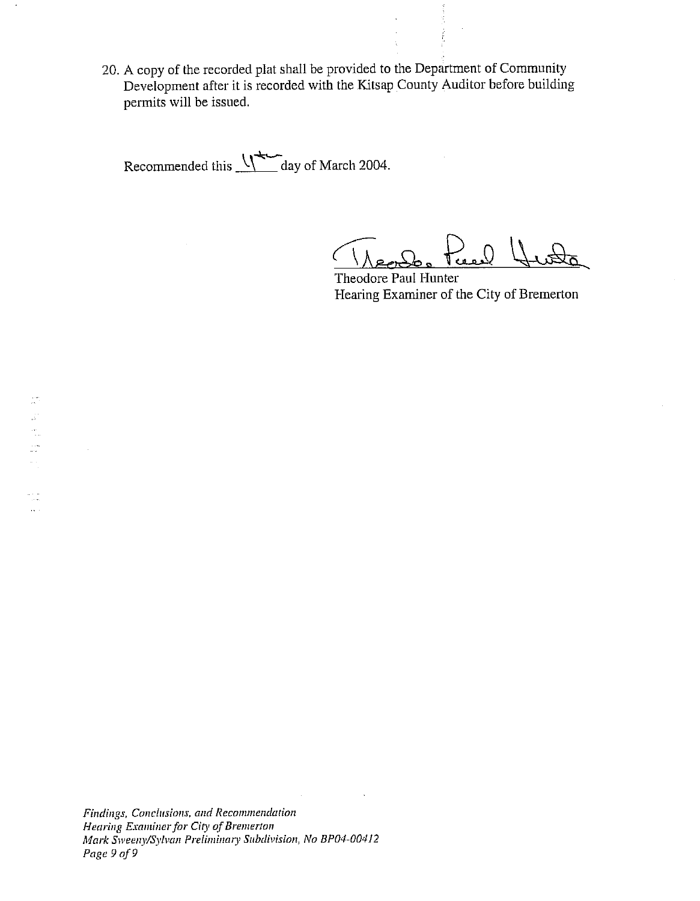20. A copy of the recorded plat shall be provided to the Department of Community Development after it is recorded with the Kitsap County Auditor before building permits will be issued.

Recommended this 11th day of March 2004.

Theodore Paul Hunter
Hearing Examiner of the City of Bremerton